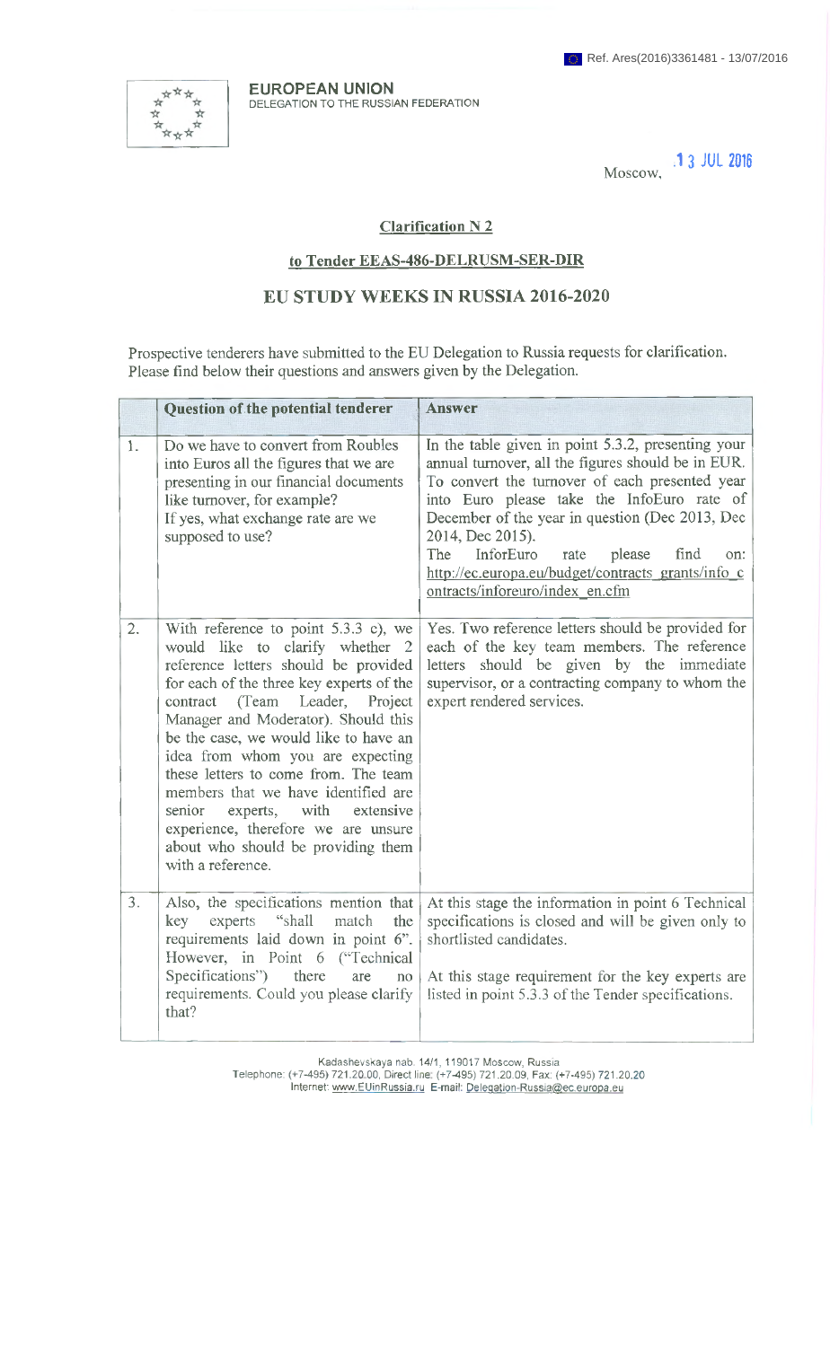Ref. Ares(2016)3361481 - 13/07/2016

**EUROPEAN UNION**
DELEGATION TO THE RUSSIAN FEDERATION

Moscow, 13 JUL 2016

## Clarification N 2

## to Tender EEAS-486-DELRUSM-SER-DIR

# EU STUDY WEEKS IN RUSSIA 2016-2020

Prospective tenderers have submitted to the EU Delegation to Russia requests for clarification. Please find below their questions and answers given by the Delegation.

| | Question of the potential tenderer | Answer |
|---|---|---|
| 1. | Do we have to convert from Roubles into Euros all the figures that we are presenting in our financial documents like turnover, for example? If yes, what exchange rate are we supposed to use? | In the table given in point 5.3.2, presenting your annual turnover, all the figures should be in EUR. To convert the turnover of each presented year into Euro please take the InfoEuro rate of December of the year in question (Dec 2013, Dec 2014, Dec 2015). The InforEuro rate please find on: http://ec.europa.eu/budget/contracts_grants/info_contracts/inforeuro/index_en.cfm |
| 2. | With reference to point 5.3.3 c), we would like to clarify whether 2 reference letters should be provided for each of the three key experts of the contract (Team Leader, Project Manager and Moderator). Should this be the case, we would like to have an idea from whom you are expecting these letters to come from. The team members that we have identified are senior experts, with extensive experience, therefore we are unsure about who should be providing them with a reference. | Yes. Two reference letters should be provided for each of the key team members. The reference letters should be given by the immediate supervisor, or a contracting company to whom the expert rendered services. |
| 3. | Also, the specifications mention that key experts "shall match the requirements laid down in point 6". However, in Point 6 ("Technical Specifications") there are no requirements. Could you please clarify that? | At this stage the information in point 6 Technical specifications is closed and will be given only to shortlisted candidates. At this stage requirement for the key experts are listed in point 5.3.3 of the Tender specifications. |

Kadashevskaya nab. 14/1, 119017 Moscow, Russia
Telephone: (+7-495) 721.20.00, Direct line: (+7-495) 721.20.09, Fax: (+7-495) 721.20.20
Internet: www.EUinRussia.ru E-mail: Delegation-Russia@ec.europa.eu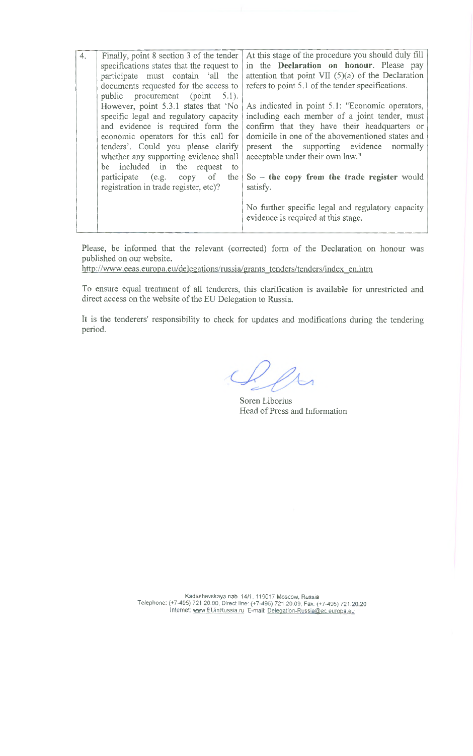| | | |
|---|---|---|
| 4. | Finally, point 8 section 3 of the tender specifications states that the request to participate must contain 'all the documents requested for the access to public procurement (point 5.1). However, point 5.3.1 states that 'No specific legal and regulatory capacity and evidence is required form the economic operators for this call for tenders'. Could you please clarify whether any supporting evidence shall be included in the request to participate (e.g. copy of the registration in trade register, etc)? | At this stage of the procedure you should duly fill in the **Declaration on honour**. Please pay attention that point VII (5)(a) of the Declaration refers to point 5.1 of the tender specifications.<br><br>As indicated in point 5.1: "Economic operators, including each member of a joint tender, must confirm that they have their headquarters or domicile in one of the abovementioned states and present the supporting evidence normally acceptable under their own law."<br><br>So – **the copy from the trade register** would satisfy.<br><br>No further specific legal and regulatory capacity evidence is required at this stage. |

Please, be informed that the relevant (corrected) form of the Declaration on honour was published on our website.
http://www.eeas.europa.eu/delegations/russia/grants_tenders/tenders/index_en.htm

To ensure equal treatment of all tenderers, this clarification is available for unrestricted and direct access on the website of the EU Delegation to Russia.

It is the tenderers' responsibility to check for updates and modifications during the tendering period.

Soren Liborius
Head of Press and Information

Kadashevskaya nab. 14/1, 119017 Moscow, Russia
Telephone: (+7-495) 721.20.00, Direct line: (+7-495) 721.20.09, Fax: (+7-495) 721.20.20
Internet: www.EUinRussia.ru E-mail: Delegation-Russia@ec.europa.eu